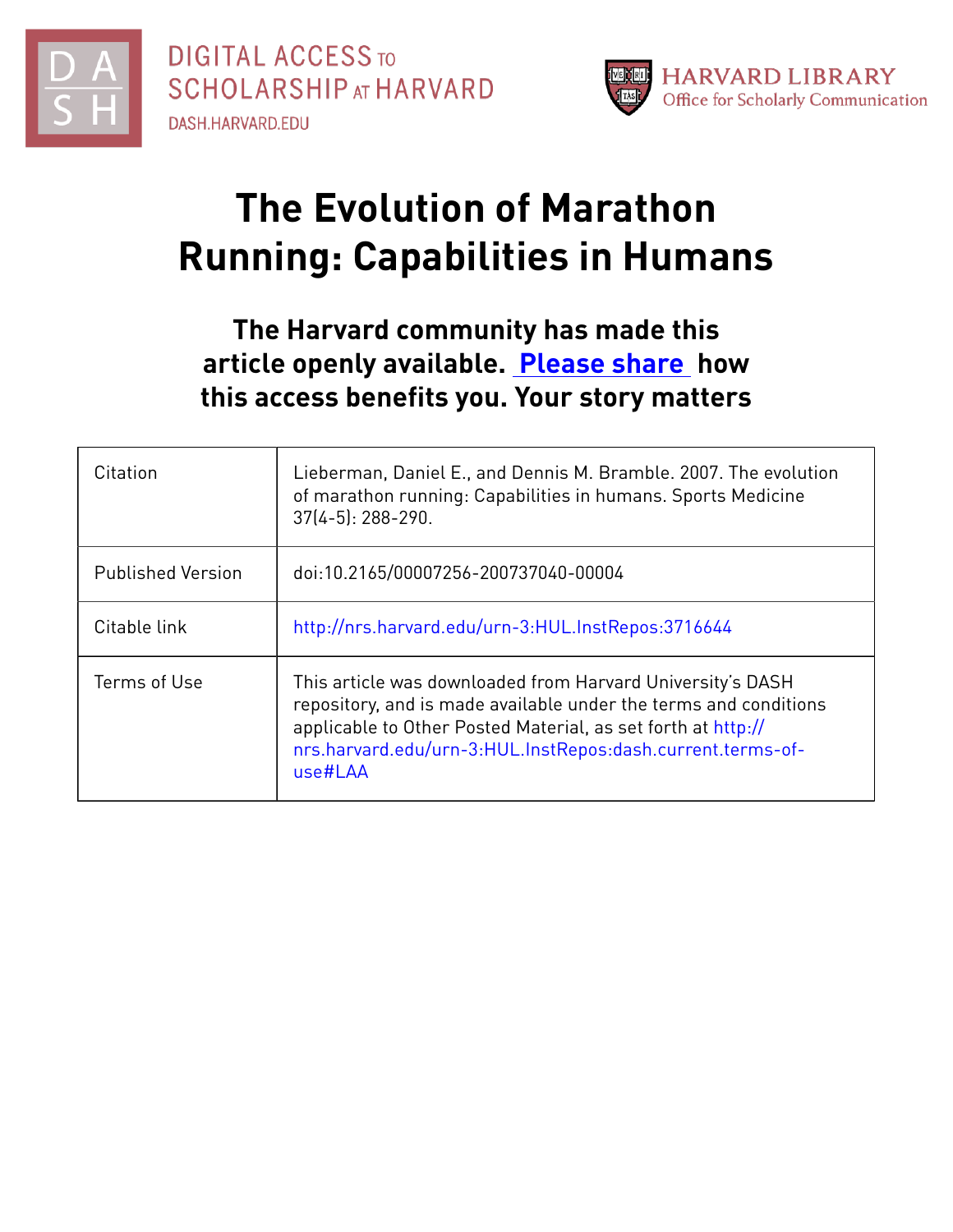DIGITAL ACCESS TO SCHOLARSHIP AT HARVARD
DASH.HARVARD.EDU

HARVARD LIBRARY
Office for Scholarly Communication

# The Evolution of Marathon Running: Capabilities in Humans

**The Harvard community has made this article openly available. Please share how this access benefits you. Your story matters**

| Citation | Lieberman, Daniel E., and Dennis M. Bramble. 2007. The evolution of marathon running: Capabilities in humans. Sports Medicine 37(4-5): 288-290. |
|---|---|
| Published Version | doi:10.2165/00007256-200737040-00004 |
| Citable link | http://nrs.harvard.edu/urn-3:HUL.InstRepos:3716644 |
| Terms of Use | This article was downloaded from Harvard University's DASH repository, and is made available under the terms and conditions applicable to Other Posted Material, as set forth at http://nrs.harvard.edu/urn-3:HUL.InstRepos:dash.current.terms-of-use#LAA |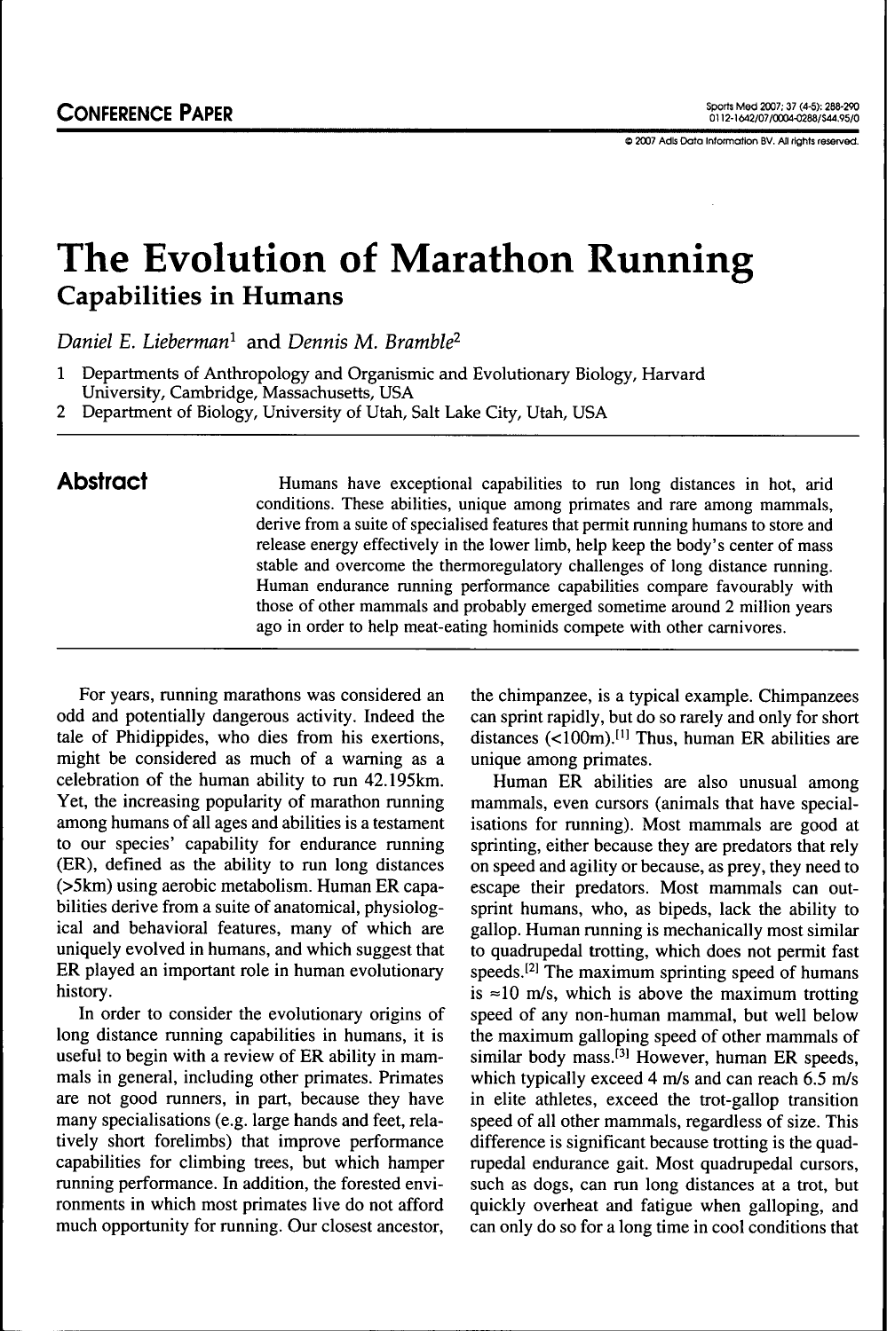CONFERENCE PAPER

# The Evolution of Marathon Running

## Capabilities in Humans

*Daniel E. Lieberman*[1] and *Dennis M. Bramble*[2]

1 Departments of Anthropology and Organismic and Evolutionary Biology, Harvard University, Cambridge, Massachusetts, USA

2 Department of Biology, University of Utah, Salt Lake City, Utah, USA

## Abstract

Humans have exceptional capabilities to run long distances in hot, arid conditions. These abilities, unique among primates and rare among mammals, derive from a suite of specialised features that permit running humans to store and release energy effectively in the lower limb, help keep the body's center of mass stable and overcome the thermoregulatory challenges of long distance running. Human endurance running performance capabilities compare favourably with those of other mammals and probably emerged sometime around 2 million years ago in order to help meat-eating hominids compete with other carnivores.

For years, running marathons was considered an odd and potentially dangerous activity. Indeed the tale of Phidippides, who dies from his exertions, might be considered as much of a warning as a celebration of the human ability to run 42.195km. Yet, the increasing popularity of marathon running among humans of all ages and abilities is a testament to our species' capability for endurance running (ER), defined as the ability to run long distances (>5km) using aerobic metabolism. Human ER capabilities derive from a suite of anatomical, physiological and behavioral features, many of which are uniquely evolved in humans, and which suggest that ER played an important role in human evolutionary history.

In order to consider the evolutionary origins of long distance running capabilities in humans, it is useful to begin with a review of ER ability in mammals in general, including other primates. Primates are not good runners, in part, because they have many specialisations (e.g. large hands and feet, relatively short forelimbs) that improve performance capabilities for climbing trees, but which hamper running performance. In addition, the forested environments in which most primates live do not afford much opportunity for running. Our closest ancestor, the chimpanzee, is a typical example. Chimpanzees can sprint rapidly, but do so rarely and only for short distances (<100m).[1] Thus, human ER abilities are unique among primates.

Human ER abilities are also unusual among mammals, even cursors (animals that have specialisations for running). Most mammals are good at sprinting, either because they are predators that rely on speed and agility or because, as prey, they need to escape their predators. Most mammals can outsprint humans, who, as bipeds, lack the ability to gallop. Human running is mechanically most similar to quadrupedal trotting, which does not permit fast speeds.[2] The maximum sprinting speed of humans is ≈10 m/s, which is above the maximum trotting speed of any non-human mammal, but well below the maximum galloping speed of other mammals of similar body mass.[3] However, human ER speeds, which typically exceed 4 m/s and can reach 6.5 m/s in elite athletes, exceed the trot-gallop transition speed of all other mammals, regardless of size. This difference is significant because trotting is the quadrupedal endurance gait. Most quadrupedal cursors, such as dogs, can run long distances at a trot, but quickly overheat and fatigue when galloping, and can only do so for a long time in cool conditions that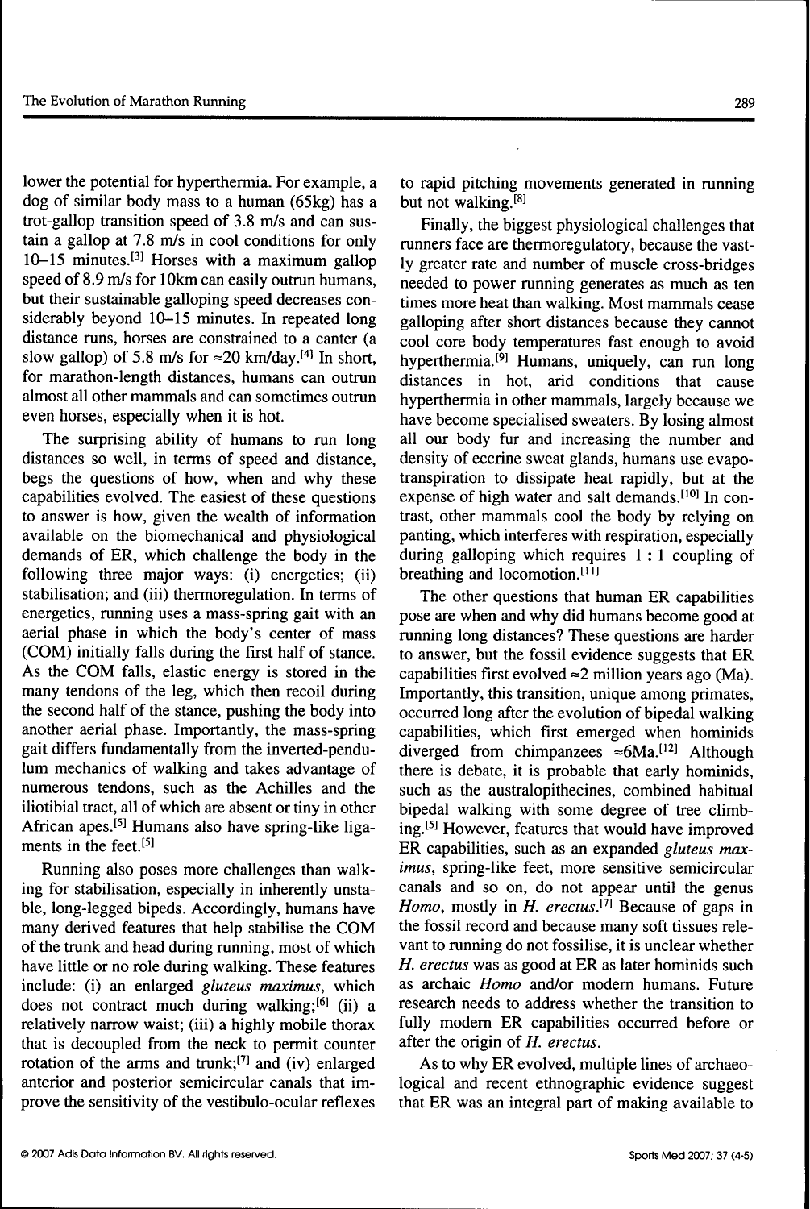lower the potential for hyperthermia. For example, a dog of similar body mass to a human (65kg) has a trot-gallop transition speed of 3.8 m/s and can sustain a gallop at 7.8 m/s in cool conditions for only 10–15 minutes.[3] Horses with a maximum gallop speed of 8.9 m/s for 10km can easily outrun humans, but their sustainable galloping speed decreases considerably beyond 10–15 minutes. In repeated long distance runs, horses are constrained to a canter (a slow gallop) of 5.8 m/s for ≈20 km/day.[4] In short, for marathon-length distances, humans can outrun almost all other mammals and can sometimes outrun even horses, especially when it is hot.

The surprising ability of humans to run long distances so well, in terms of speed and distance, begs the questions of how, when and why these capabilities evolved. The easiest of these questions to answer is how, given the wealth of information available on the biomechanical and physiological demands of ER, which challenge the body in the following three major ways: (i) energetics; (ii) stabilisation; and (iii) thermoregulation. In terms of energetics, running uses a mass-spring gait with an aerial phase in which the body's center of mass (COM) initially falls during the first half of stance. As the COM falls, elastic energy is stored in the many tendons of the leg, which then recoil during the second half of the stance, pushing the body into another aerial phase. Importantly, the mass-spring gait differs fundamentally from the inverted-pendulum mechanics of walking and takes advantage of numerous tendons, such as the Achilles and the iliotibial tract, all of which are absent or tiny in other African apes.[5] Humans also have spring-like ligaments in the feet.[5]

Running also poses more challenges than walking for stabilisation, especially in inherently unstable, long-legged bipeds. Accordingly, humans have many derived features that help stabilise the COM of the trunk and head during running, most of which have little or no role during walking. These features include: (i) an enlarged *gluteus maximus*, which does not contract much during walking;[6] (ii) a relatively narrow waist; (iii) a highly mobile thorax that is decoupled from the neck to permit counter rotation of the arms and trunk;[7] and (iv) enlarged anterior and posterior semicircular canals that improve the sensitivity of the vestibulo-ocular reflexes to rapid pitching movements generated in running but not walking.[8]

Finally, the biggest physiological challenges that runners face are thermoregulatory, because the vastly greater rate and number of muscle cross-bridges needed to power running generates as much as ten times more heat than walking. Most mammals cease galloping after short distances because they cannot cool core body temperatures fast enough to avoid hyperthermia.[9] Humans, uniquely, can run long distances in hot, arid conditions that cause hyperthermia in other mammals, largely because we have become specialised sweaters. By losing almost all our body fur and increasing the number and density of eccrine sweat glands, humans use evapotranspiration to dissipate heat rapidly, but at the expense of high water and salt demands.[10] In contrast, other mammals cool the body by relying on panting, which interferes with respiration, especially during galloping which requires 1 : 1 coupling of breathing and locomotion.[11]

The other questions that human ER capabilities pose are when and why did humans become good at running long distances? These questions are harder to answer, but the fossil evidence suggests that ER capabilities first evolved ≈2 million years ago (Ma). Importantly, this transition, unique among primates, occurred long after the evolution of bipedal walking capabilities, which first emerged when hominids diverged from chimpanzees ≈6Ma.[12] Although there is debate, it is probable that early hominids, such as the australopithecines, combined habitual bipedal walking with some degree of tree climbing.[5] However, features that would have improved ER capabilities, such as an expanded *gluteus maximus*, spring-like feet, more sensitive semicircular canals and so on, do not appear until the genus *Homo*, mostly in *H. erectus*.[7] Because of gaps in the fossil record and because many soft tissues relevant to running do not fossilise, it is unclear whether *H. erectus* was as good at ER as later hominids such as archaic *Homo* and/or modern humans. Future research needs to address whether the transition to fully modern ER capabilities occurred before or after the origin of *H. erectus*.

As to why ER evolved, multiple lines of archaeological and recent ethnographic evidence suggest that ER was an integral part of making available to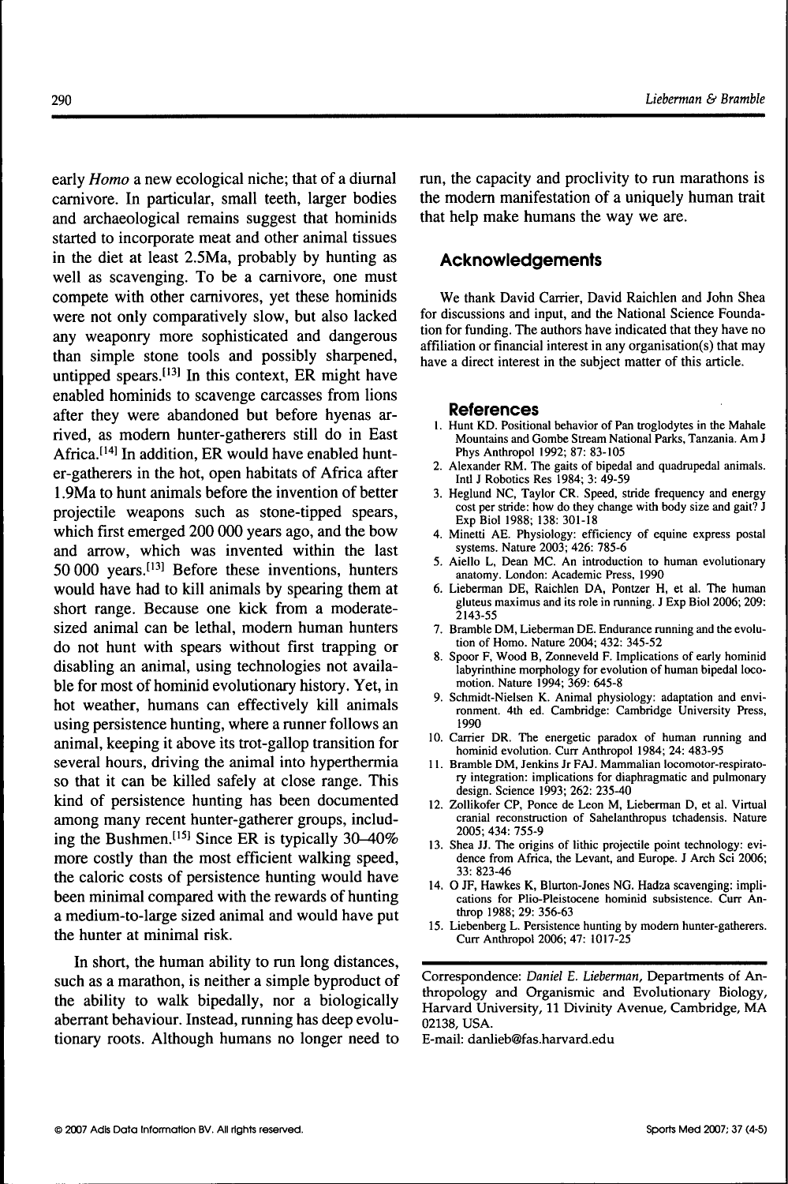early *Homo* a new ecological niche; that of a diurnal carnivore. In particular, small teeth, larger bodies and archaeological remains suggest that hominids started to incorporate meat and other animal tissues in the diet at least 2.5Ma, probably by hunting as well as scavenging. To be a carnivore, one must compete with other carnivores, yet these hominids were not only comparatively slow, but also lacked any weaponry more sophisticated and dangerous than simple stone tools and possibly sharpened, untipped spears.[13] In this context, ER might have enabled hominids to scavenge carcasses from lions after they were abandoned but before hyenas arrived, as modern hunter-gatherers still do in East Africa.[14] In addition, ER would have enabled hunter-gatherers in the hot, open habitats of Africa after 1.9Ma to hunt animals before the invention of better projectile weapons such as stone-tipped spears, which first emerged 200 000 years ago, and the bow and arrow, which was invented within the last 50 000 years.[13] Before these inventions, hunters would have had to kill animals by spearing them at short range. Because one kick from a moderate-sized animal can be lethal, modern human hunters do not hunt with spears without first trapping or disabling an animal, using technologies not available for most of hominid evolutionary history. Yet, in hot weather, humans can effectively kill animals using persistence hunting, where a runner follows an animal, keeping it above its trot-gallop transition for several hours, driving the animal into hyperthermia so that it can be killed safely at close range. This kind of persistence hunting has been documented among many recent hunter-gatherer groups, including the Bushmen.[15] Since ER is typically 30–40% more costly than the most efficient walking speed, the caloric costs of persistence hunting would have been minimal compared with the rewards of hunting a medium-to-large sized animal and would have put the hunter at minimal risk.

In short, the human ability to run long distances, such as a marathon, is neither a simple byproduct of the ability to walk bipedally, nor a biologically aberrant behaviour. Instead, running has deep evolutionary roots. Although humans no longer need to run, the capacity and proclivity to run marathons is the modern manifestation of a uniquely human trait that help make humans the way we are.

## Acknowledgements

We thank David Carrier, David Raichlen and John Shea for discussions and input, and the National Science Foundation for funding. The authors have indicated that they have no affiliation or financial interest in any organisation(s) that may have a direct interest in the subject matter of this article.

## References

1. Hunt KD. Positional behavior of Pan troglodytes in the Mahale Mountains and Gombe Stream National Parks, Tanzania. Am J Phys Anthropol 1992; 87: 83-105
2. Alexander RM. The gaits of bipedal and quadrupedal animals. Intl J Robotics Res 1984; 3: 49-59
3. Heglund NC, Taylor CR. Speed, stride frequency and energy cost per stride: how do they change with body size and gait? J Exp Biol 1988; 138: 301-18
4. Minetti AE. Physiology: efficiency of equine express postal systems. Nature 2003; 426: 785-6
5. Aiello L, Dean MC. An introduction to human evolutionary anatomy. London: Academic Press, 1990
6. Lieberman DE, Raichlen DA, Pontzer H, et al. The human gluteus maximus and its role in running. J Exp Biol 2006; 209: 2143-55
7. Bramble DM, Lieberman DE. Endurance running and the evolution of Homo. Nature 2004; 432: 345-52
8. Spoor F, Wood B, Zonneveld F. Implications of early hominid labyrinthine morphology for evolution of human bipedal locomotion. Nature 1994; 369: 645-8
9. Schmidt-Nielsen K. Animal physiology: adaptation and environment. 4th ed. Cambridge: Cambridge University Press, 1990
10. Carrier DR. The energetic paradox of human running and hominid evolution. Curr Anthropol 1984; 24: 483-95
11. Bramble DM, Jenkins Jr FAJ. Mammalian locomotor-respiratory integration: implications for diaphragmatic and pulmonary design. Science 1993; 262: 235-40
12. Zollikofer CP, Ponce de Leon M, Lieberman D, et al. Virtual cranial reconstruction of Sahelanthropus tchadensis. Nature 2005; 434: 755-9
13. Shea JJ. The origins of lithic projectile point technology: evidence from Africa, the Levant, and Europe. J Arch Sci 2006; 33: 823-46
14. O JF, Hawkes K, Blurton-Jones NG. Hadza scavenging: implications for Plio-Pleistocene hominid subsistence. Curr Anthrop 1988; 29: 356-63
15. Liebenberg L. Persistence hunting by modern hunter-gatherers. Curr Anthropol 2006; 47: 1017-25

Correspondence: *Daniel E. Lieberman*, Departments of Anthropology and Organismic and Evolutionary Biology, Harvard University, 11 Divinity Avenue, Cambridge, MA 02138, USA.
E-mail: danlieb@fas.harvard.edu